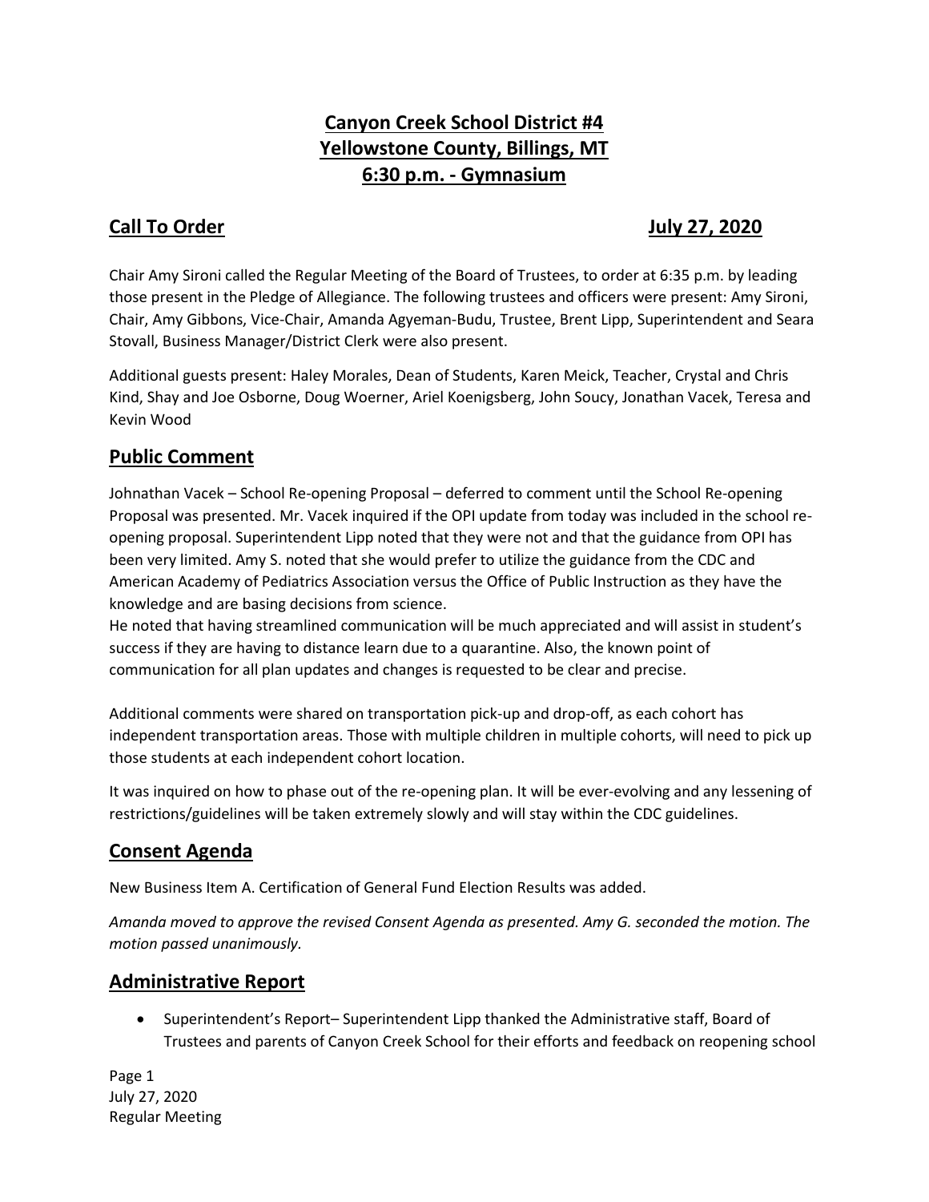# Canyon Creek School District #4
# Yellowstone County, Billings, MT
# 6:30 p.m. - Gymnasium

## Call To Order — July 27, 2020

Chair Amy Sironi called the Regular Meeting of the Board of Trustees, to order at 6:35 p.m. by leading those present in the Pledge of Allegiance. The following trustees and officers were present: Amy Sironi, Chair, Amy Gibbons, Vice-Chair, Amanda Agyeman-Budu, Trustee, Brent Lipp, Superintendent and Seara Stovall, Business Manager/District Clerk were also present.

Additional guests present: Haley Morales, Dean of Students, Karen Meick, Teacher, Crystal and Chris Kind, Shay and Joe Osborne, Doug Woerner, Ariel Koenigsberg, John Soucy, Jonathan Vacek, Teresa and Kevin Wood

## Public Comment

Johnathan Vacek – School Re-opening Proposal – deferred to comment until the School Re-opening Proposal was presented. Mr. Vacek inquired if the OPI update from today was included in the school re-opening proposal. Superintendent Lipp noted that they were not and that the guidance from OPI has been very limited. Amy S. noted that she would prefer to utilize the guidance from the CDC and American Academy of Pediatrics Association versus the Office of Public Instruction as they have the knowledge and are basing decisions from science.
He noted that having streamlined communication will be much appreciated and will assist in student's success if they are having to distance learn due to a quarantine. Also, the known point of communication for all plan updates and changes is requested to be clear and precise.

Additional comments were shared on transportation pick-up and drop-off, as each cohort has independent transportation areas. Those with multiple children in multiple cohorts, will need to pick up those students at each independent cohort location.

It was inquired on how to phase out of the re-opening plan. It will be ever-evolving and any lessening of restrictions/guidelines will be taken extremely slowly and will stay within the CDC guidelines.

## Consent Agenda

New Business Item A. Certification of General Fund Election Results was added.

*Amanda moved to approve the revised Consent Agenda as presented. Amy G. seconded the motion. The motion passed unanimously.*

## Administrative Report

- Superintendent's Report– Superintendent Lipp thanked the Administrative staff, Board of Trustees and parents of Canyon Creek School for their efforts and feedback on reopening school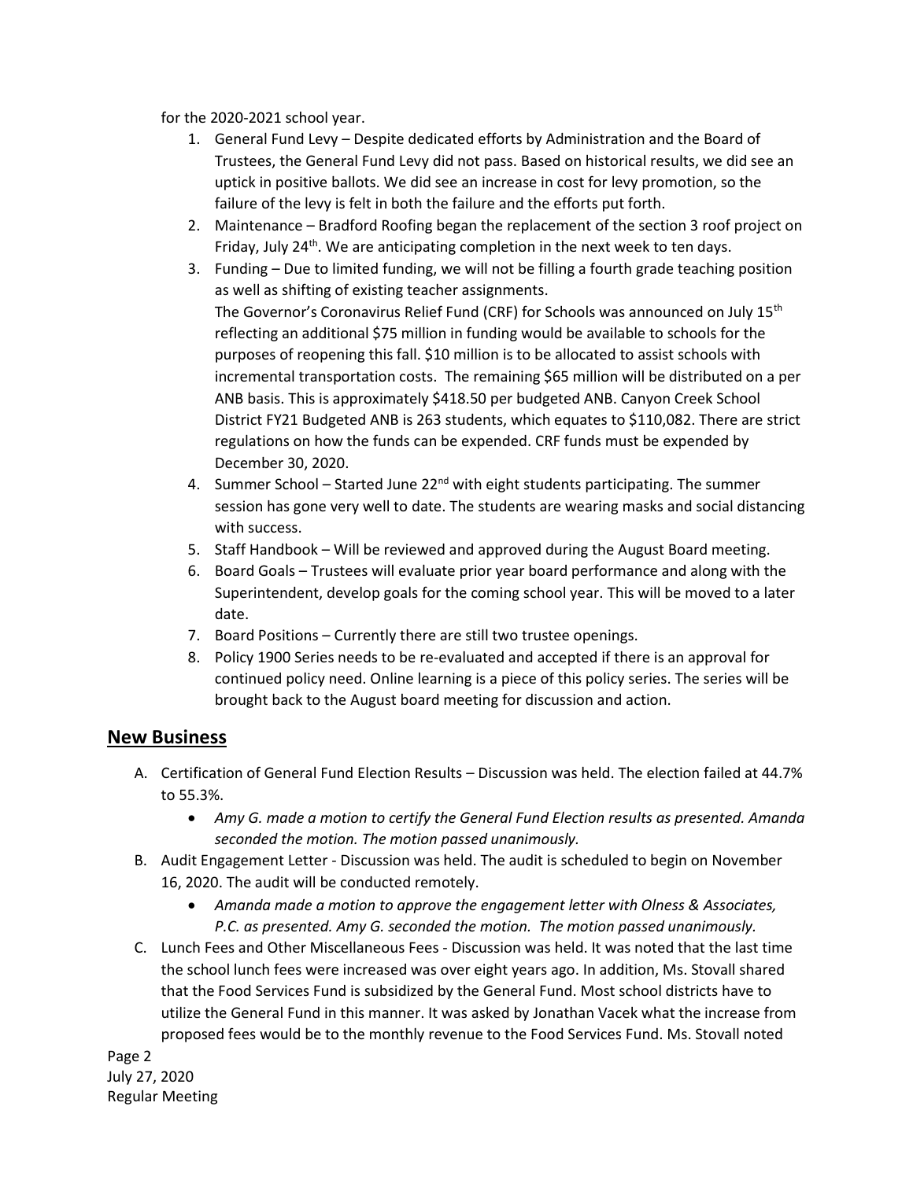for the 2020-2021 school year.

1. General Fund Levy – Despite dedicated efforts by Administration and the Board of Trustees, the General Fund Levy did not pass. Based on historical results, we did see an uptick in positive ballots. We did see an increase in cost for levy promotion, so the failure of the levy is felt in both the failure and the efforts put forth.
2. Maintenance – Bradford Roofing began the replacement of the section 3 roof project on Friday, July 24th. We are anticipating completion in the next week to ten days.
3. Funding – Due to limited funding, we will not be filling a fourth grade teaching position as well as shifting of existing teacher assignments.
   The Governor's Coronavirus Relief Fund (CRF) for Schools was announced on July 15th reflecting an additional $75 million in funding would be available to schools for the purposes of reopening this fall. $10 million is to be allocated to assist schools with incremental transportation costs. The remaining $65 million will be distributed on a per ANB basis. This is approximately $418.50 per budgeted ANB. Canyon Creek School District FY21 Budgeted ANB is 263 students, which equates to $110,082. There are strict regulations on how the funds can be expended. CRF funds must be expended by December 30, 2020.
4. Summer School – Started June 22nd with eight students participating. The summer session has gone very well to date. The students are wearing masks and social distancing with success.
5. Staff Handbook – Will be reviewed and approved during the August Board meeting.
6. Board Goals – Trustees will evaluate prior year board performance and along with the Superintendent, develop goals for the coming school year. This will be moved to a later date.
7. Board Positions – Currently there are still two trustee openings.
8. Policy 1900 Series needs to be re-evaluated and accepted if there is an approval for continued policy need. Online learning is a piece of this policy series. The series will be brought back to the August board meeting for discussion and action.

## New Business

A. Certification of General Fund Election Results – Discussion was held. The election failed at 44.7% to 55.3%.
   - *Amy G. made a motion to certify the General Fund Election results as presented. Amanda seconded the motion. The motion passed unanimously.*

B. Audit Engagement Letter - Discussion was held. The audit is scheduled to begin on November 16, 2020. The audit will be conducted remotely.
   - *Amanda made a motion to approve the engagement letter with Olness & Associates, P.C. as presented. Amy G. seconded the motion. The motion passed unanimously.*

C. Lunch Fees and Other Miscellaneous Fees - Discussion was held. It was noted that the last time the school lunch fees were increased was over eight years ago. In addition, Ms. Stovall shared that the Food Services Fund is subsidized by the General Fund. Most school districts have to utilize the General Fund in this manner. It was asked by Jonathan Vacek what the increase from proposed fees would be to the monthly revenue to the Food Services Fund. Ms. Stovall noted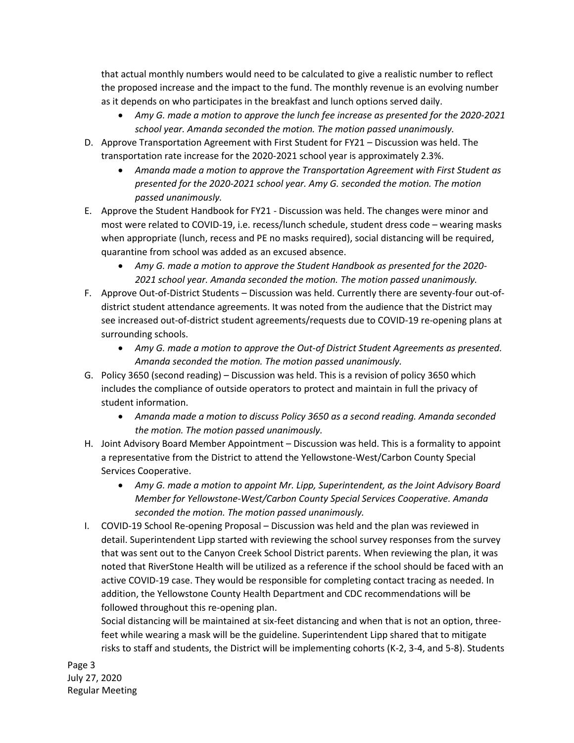that actual monthly numbers would need to be calculated to give a realistic number to reflect the proposed increase and the impact to the fund. The monthly revenue is an evolving number as it depends on who participates in the breakfast and lunch options served daily.

- *Amy G. made a motion to approve the lunch fee increase as presented for the 2020-2021 school year. Amanda seconded the motion. The motion passed unanimously.*

D. Approve Transportation Agreement with First Student for FY21 – Discussion was held. The transportation rate increase for the 2020-2021 school year is approximately 2.3%.

- *Amanda made a motion to approve the Transportation Agreement with First Student as presented for the 2020-2021 school year. Amy G. seconded the motion. The motion passed unanimously.*

E. Approve the Student Handbook for FY21 - Discussion was held. The changes were minor and most were related to COVID-19, i.e. recess/lunch schedule, student dress code – wearing masks when appropriate (lunch, recess and PE no masks required), social distancing will be required, quarantine from school was added as an excused absence.

- *Amy G. made a motion to approve the Student Handbook as presented for the 2020-2021 school year. Amanda seconded the motion. The motion passed unanimously.*

F. Approve Out-of-District Students – Discussion was held. Currently there are seventy-four out-of-district student attendance agreements. It was noted from the audience that the District may see increased out-of-district student agreements/requests due to COVID-19 re-opening plans at surrounding schools.

- *Amy G. made a motion to approve the Out-of District Student Agreements as presented. Amanda seconded the motion. The motion passed unanimously.*

G. Policy 3650 (second reading) – Discussion was held. This is a revision of policy 3650 which includes the compliance of outside operators to protect and maintain in full the privacy of student information.

- *Amanda made a motion to discuss Policy 3650 as a second reading. Amanda seconded the motion. The motion passed unanimously.*

H. Joint Advisory Board Member Appointment – Discussion was held. This is a formality to appoint a representative from the District to attend the Yellowstone-West/Carbon County Special Services Cooperative.

- *Amy G. made a motion to appoint Mr. Lipp, Superintendent, as the Joint Advisory Board Member for Yellowstone-West/Carbon County Special Services Cooperative. Amanda seconded the motion. The motion passed unanimously.*

I. COVID-19 School Re-opening Proposal – Discussion was held and the plan was reviewed in detail. Superintendent Lipp started with reviewing the school survey responses from the survey that was sent out to the Canyon Creek School District parents. When reviewing the plan, it was noted that RiverStone Health will be utilized as a reference if the school should be faced with an active COVID-19 case. They would be responsible for completing contact tracing as needed. In addition, the Yellowstone County Health Department and CDC recommendations will be followed throughout this re-opening plan.

Social distancing will be maintained at six-feet distancing and when that is not an option, three-feet while wearing a mask will be the guideline. Superintendent Lipp shared that to mitigate risks to staff and students, the District will be implementing cohorts (K-2, 3-4, and 5-8). Students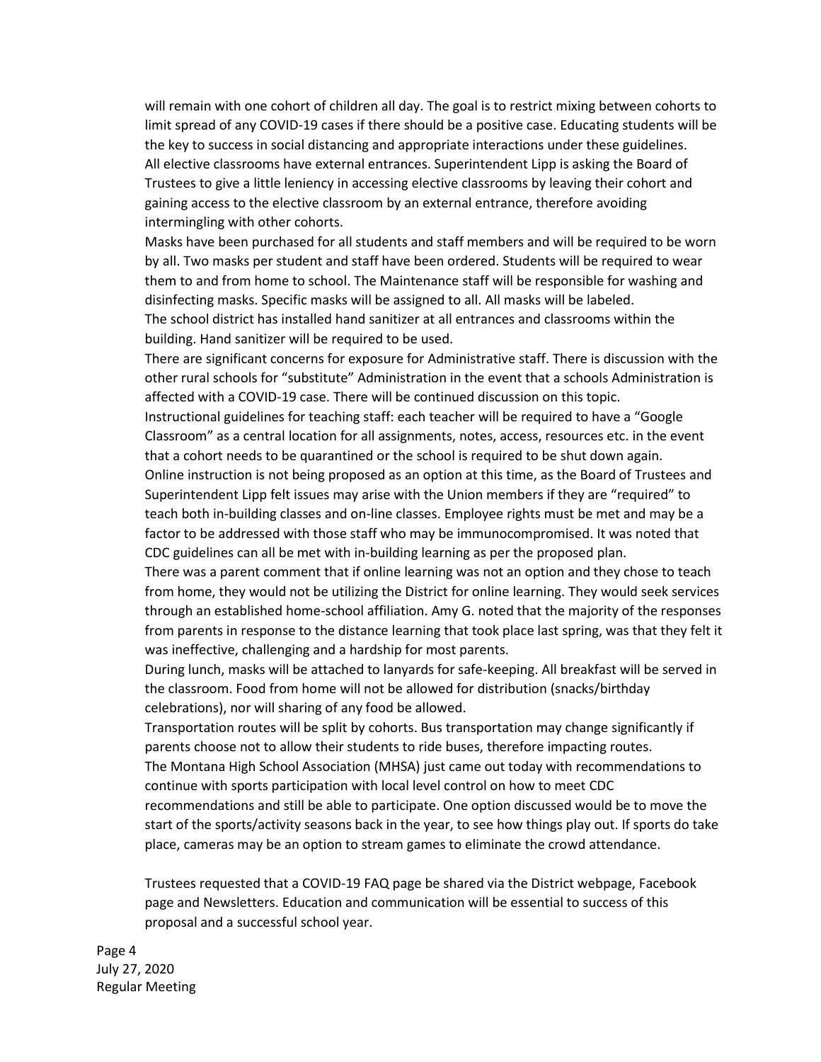will remain with one cohort of children all day. The goal is to restrict mixing between cohorts to limit spread of any COVID-19 cases if there should be a positive case. Educating students will be the key to success in social distancing and appropriate interactions under these guidelines.
All elective classrooms have external entrances. Superintendent Lipp is asking the Board of Trustees to give a little leniency in accessing elective classrooms by leaving their cohort and gaining access to the elective classroom by an external entrance, therefore avoiding intermingling with other cohorts.
Masks have been purchased for all students and staff members and will be required to be worn by all. Two masks per student and staff have been ordered. Students will be required to wear them to and from home to school. The Maintenance staff will be responsible for washing and disinfecting masks. Specific masks will be assigned to all. All masks will be labeled.
The school district has installed hand sanitizer at all entrances and classrooms within the building. Hand sanitizer will be required to be used.
There are significant concerns for exposure for Administrative staff. There is discussion with the other rural schools for "substitute" Administration in the event that a schools Administration is affected with a COVID-19 case. There will be continued discussion on this topic.
Instructional guidelines for teaching staff: each teacher will be required to have a "Google Classroom" as a central location for all assignments, notes, access, resources etc. in the event that a cohort needs to be quarantined or the school is required to be shut down again.
Online instruction is not being proposed as an option at this time, as the Board of Trustees and Superintendent Lipp felt issues may arise with the Union members if they are "required" to teach both in-building classes and on-line classes. Employee rights must be met and may be a factor to be addressed with those staff who may be immunocompromised. It was noted that CDC guidelines can all be met with in-building learning as per the proposed plan.
There was a parent comment that if online learning was not an option and they chose to teach from home, they would not be utilizing the District for online learning. They would seek services through an established home-school affiliation. Amy G. noted that the majority of the responses from parents in response to the distance learning that took place last spring, was that they felt it was ineffective, challenging and a hardship for most parents.
During lunch, masks will be attached to lanyards for safe-keeping. All breakfast will be served in the classroom. Food from home will not be allowed for distribution (snacks/birthday celebrations), nor will sharing of any food be allowed.
Transportation routes will be split by cohorts. Bus transportation may change significantly if parents choose not to allow their students to ride buses, therefore impacting routes.
The Montana High School Association (MHSA) just came out today with recommendations to continue with sports participation with local level control on how to meet CDC recommendations and still be able to participate. One option discussed would be to move the start of the sports/activity seasons back in the year, to see how things play out. If sports do take place, cameras may be an option to stream games to eliminate the crowd attendance.

Trustees requested that a COVID-19 FAQ page be shared via the District webpage, Facebook page and Newsletters. Education and communication will be essential to success of this proposal and a successful school year.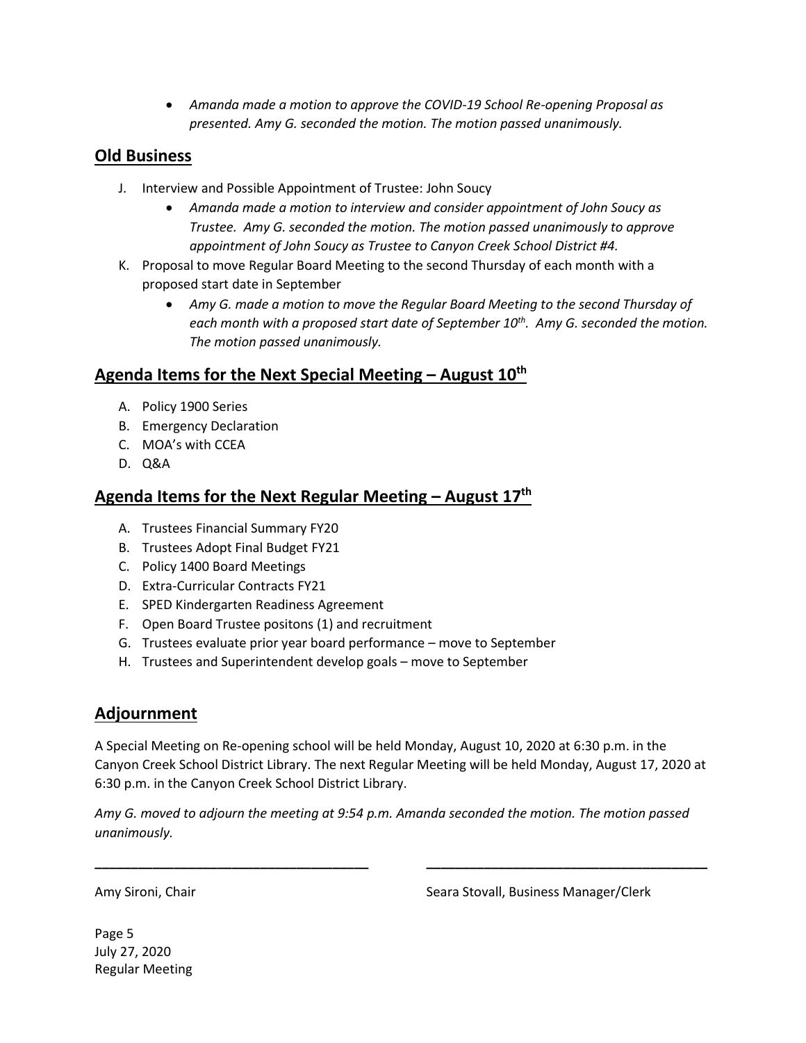- *Amanda made a motion to approve the COVID-19 School Re-opening Proposal as presented. Amy G. seconded the motion. The motion passed unanimously.*

## Old Business

J. Interview and Possible Appointment of Trustee: John Soucy
   - *Amanda made a motion to interview and consider appointment of John Soucy as Trustee. Amy G. seconded the motion. The motion passed unanimously to approve appointment of John Soucy as Trustee to Canyon Creek School District #4.*

K. Proposal to move Regular Board Meeting to the second Thursday of each month with a proposed start date in September
   - *Amy G. made a motion to move the Regular Board Meeting to the second Thursday of each month with a proposed start date of September 10th. Amy G. seconded the motion. The motion passed unanimously.*

## Agenda Items for the Next Special Meeting – August 10th

A. Policy 1900 Series
B. Emergency Declaration
C. MOA's with CCEA
D. Q&A

## Agenda Items for the Next Regular Meeting – August 17th

A. Trustees Financial Summary FY20
B. Trustees Adopt Final Budget FY21
C. Policy 1400 Board Meetings
D. Extra-Curricular Contracts FY21
E. SPED Kindergarten Readiness Agreement
F. Open Board Trustee positons (1) and recruitment
G. Trustees evaluate prior year board performance – move to September
H. Trustees and Superintendent develop goals – move to September

## Adjournment

A Special Meeting on Re-opening school will be held Monday, August 10, 2020 at 6:30 p.m. in the Canyon Creek School District Library. The next Regular Meeting will be held Monday, August 17, 2020 at 6:30 p.m. in the Canyon Creek School District Library.

*Amy G. moved to adjourn the meeting at 9:54 p.m. Amanda seconded the motion. The motion passed unanimously.*

\_\_\_\_\_\_\_\_\_\_\_\_\_\_\_\_\_\_\_\_\_\_\_\_\_\_\_\_\_\_\_\_\_\_\_\_

Amy Sironi, Chair

\_\_\_\_\_\_\_\_\_\_\_\_\_\_\_\_\_\_\_\_\_\_\_\_\_\_\_\_\_\_\_\_\_\_\_\_

Seara Stovall, Business Manager/Clerk